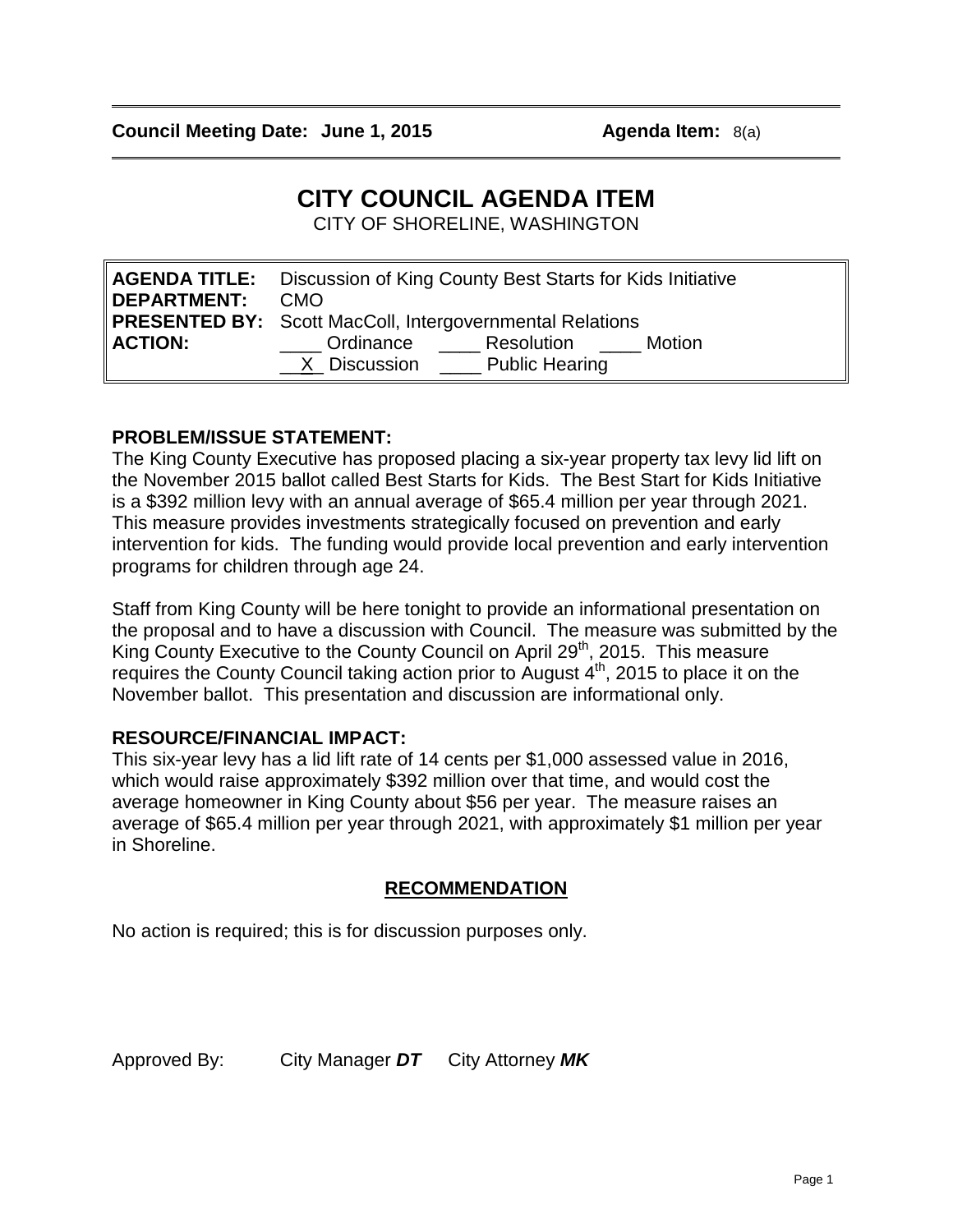**Council Meeting Date: June 1, 2015** **Agenda Item:** 8(a)

# CITY COUNCIL AGENDA ITEM

CITY OF SHORELINE, WASHINGTON

| | |
|---|---|
| **AGENDA TITLE:** | Discussion of King County Best Starts for Kids Initiative |
| **DEPARTMENT:** | CMO |
| **PRESENTED BY:** | Scott MacColl, Intergovernmental Relations |
| **ACTION:** | ____ Ordinance ____ Resolution ____ Motion<br>__X_ Discussion ____ Public Hearing |

**PROBLEM/ISSUE STATEMENT:**

The King County Executive has proposed placing a six-year property tax levy lid lift on the November 2015 ballot called Best Starts for Kids. The Best Start for Kids Initiative is a $392 million levy with an annual average of $65.4 million per year through 2021. This measure provides investments strategically focused on prevention and early intervention for kids. The funding would provide local prevention and early intervention programs for children through age 24.

Staff from King County will be here tonight to provide an informational presentation on the proposal and to have a discussion with Council. The measure was submitted by the King County Executive to the County Council on April 29th, 2015. This measure requires the County Council taking action prior to August 4th, 2015 to place it on the November ballot. This presentation and discussion are informational only.

**RESOURCE/FINANCIAL IMPACT:**

This six-year levy has a lid lift rate of 14 cents per $1,000 assessed value in 2016, which would raise approximately $392 million over that time, and would cost the average homeowner in King County about $56 per year. The measure raises an average of $65.4 million per year through 2021, with approximately $1 million per year in Shoreline.

## RECOMMENDATION

No action is required; this is for discussion purposes only.

Approved By: City Manager ***DT*** City Attorney ***MK***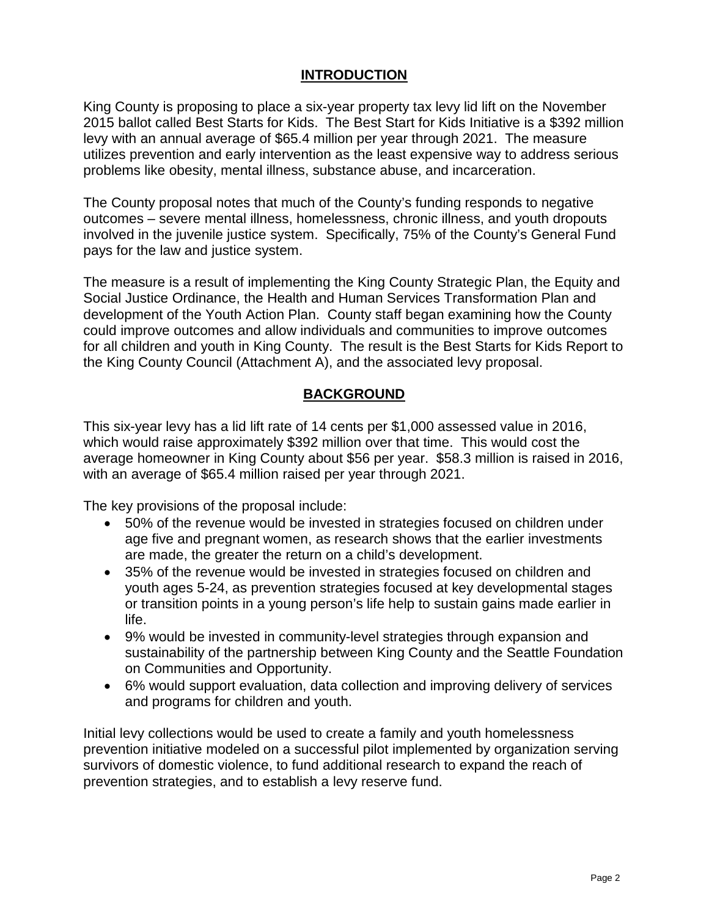## INTRODUCTION

King County is proposing to place a six-year property tax levy lid lift on the November 2015 ballot called Best Starts for Kids. The Best Start for Kids Initiative is a $392 million levy with an annual average of $65.4 million per year through 2021. The measure utilizes prevention and early intervention as the least expensive way to address serious problems like obesity, mental illness, substance abuse, and incarceration.

The County proposal notes that much of the County's funding responds to negative outcomes – severe mental illness, homelessness, chronic illness, and youth dropouts involved in the juvenile justice system. Specifically, 75% of the County's General Fund pays for the law and justice system.

The measure is a result of implementing the King County Strategic Plan, the Equity and Social Justice Ordinance, the Health and Human Services Transformation Plan and development of the Youth Action Plan. County staff began examining how the County could improve outcomes and allow individuals and communities to improve outcomes for all children and youth in King County. The result is the Best Starts for Kids Report to the King County Council (Attachment A), and the associated levy proposal.

## BACKGROUND

This six-year levy has a lid lift rate of 14 cents per $1,000 assessed value in 2016, which would raise approximately $392 million over that time. This would cost the average homeowner in King County about $56 per year. $58.3 million is raised in 2016, with an average of $65.4 million raised per year through 2021.

The key provisions of the proposal include:

- 50% of the revenue would be invested in strategies focused on children under age five and pregnant women, as research shows that the earlier investments are made, the greater the return on a child's development.
- 35% of the revenue would be invested in strategies focused on children and youth ages 5-24, as prevention strategies focused at key developmental stages or transition points in a young person's life help to sustain gains made earlier in life.
- 9% would be invested in community-level strategies through expansion and sustainability of the partnership between King County and the Seattle Foundation on Communities and Opportunity.
- 6% would support evaluation, data collection and improving delivery of services and programs for children and youth.

Initial levy collections would be used to create a family and youth homelessness prevention initiative modeled on a successful pilot implemented by organization serving survivors of domestic violence, to fund additional research to expand the reach of prevention strategies, and to establish a levy reserve fund.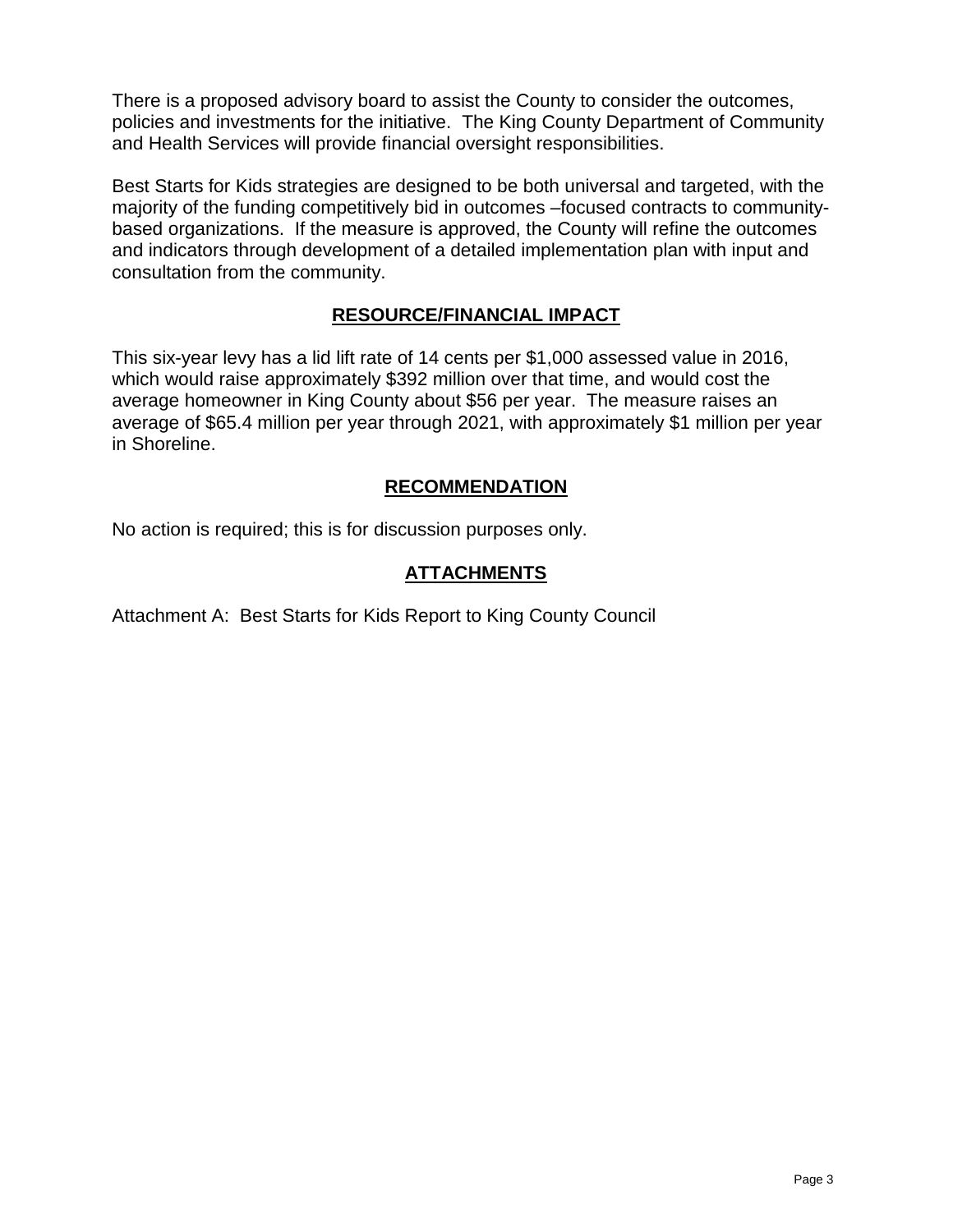There is a proposed advisory board to assist the County to consider the outcomes, policies and investments for the initiative. The King County Department of Community and Health Services will provide financial oversight responsibilities.

Best Starts for Kids strategies are designed to be both universal and targeted, with the majority of the funding competitively bid in outcomes –focused contracts to community-based organizations. If the measure is approved, the County will refine the outcomes and indicators through development of a detailed implementation plan with input and consultation from the community.

## RESOURCE/FINANCIAL IMPACT

This six-year levy has a lid lift rate of 14 cents per $1,000 assessed value in 2016, which would raise approximately $392 million over that time, and would cost the average homeowner in King County about $56 per year. The measure raises an average of $65.4 million per year through 2021, with approximately $1 million per year in Shoreline.

## RECOMMENDATION

No action is required; this is for discussion purposes only.

## ATTACHMENTS

Attachment A: Best Starts for Kids Report to King County Council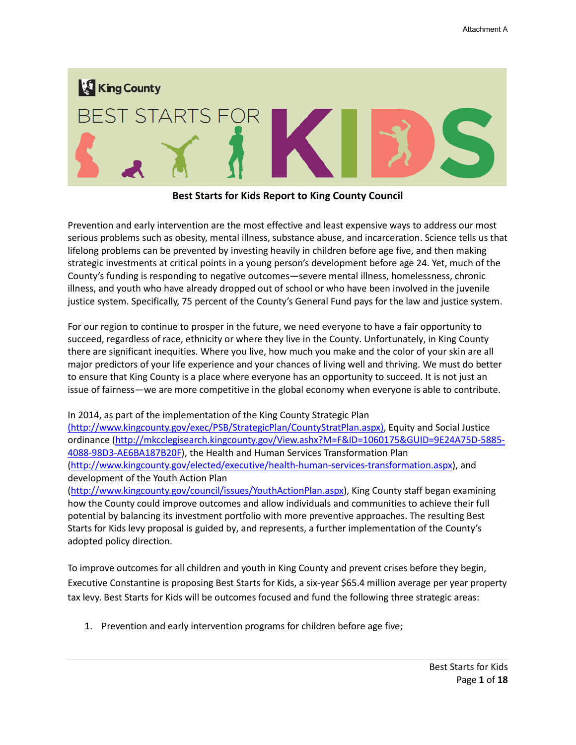# Best Starts for Kids Report to King County Council

Prevention and early intervention are the most effective and least expensive ways to address our most serious problems such as obesity, mental illness, substance abuse, and incarceration. Science tells us that lifelong problems can be prevented by investing heavily in children before age five, and then making strategic investments at critical points in a young person's development before age 24. Yet, much of the County's funding is responding to negative outcomes—severe mental illness, homelessness, chronic illness, and youth who have already dropped out of school or who have been involved in the juvenile justice system. Specifically, 75 percent of the County's General Fund pays for the law and justice system.

For our region to continue to prosper in the future, we need everyone to have a fair opportunity to succeed, regardless of race, ethnicity or where they live in the County. Unfortunately, in King County there are significant inequities. Where you live, how much you make and the color of your skin are all major predictors of your life experience and your chances of living well and thriving. We must do better to ensure that King County is a place where everyone has an opportunity to succeed. It is not just an issue of fairness—we are more competitive in the global economy when everyone is able to contribute.

In 2014, as part of the implementation of the King County Strategic Plan (http://www.kingcounty.gov/exec/PSB/StrategicPlan/CountyStratPlan.aspx), Equity and Social Justice ordinance (http://mkcclegisearch.kingcounty.gov/View.ashx?M=F&ID=1060175&GUID=9E24A75D-5885-4088-98D3-AE6BA187B20F), the Health and Human Services Transformation Plan (http://www.kingcounty.gov/elected/executive/health-human-services-transformation.aspx), and development of the Youth Action Plan (http://www.kingcounty.gov/council/issues/YouthActionPlan.aspx), King County staff began examining how the County could improve outcomes and allow individuals and communities to achieve their full potential by balancing its investment portfolio with more preventive approaches. The resulting Best Starts for Kids levy proposal is guided by, and represents, a further implementation of the County's adopted policy direction.

To improve outcomes for all children and youth in King County and prevent crises before they begin, Executive Constantine is proposing Best Starts for Kids, a six-year $65.4 million average per year property tax levy. Best Starts for Kids will be outcomes focused and fund the following three strategic areas:

1. Prevention and early intervention programs for children before age five;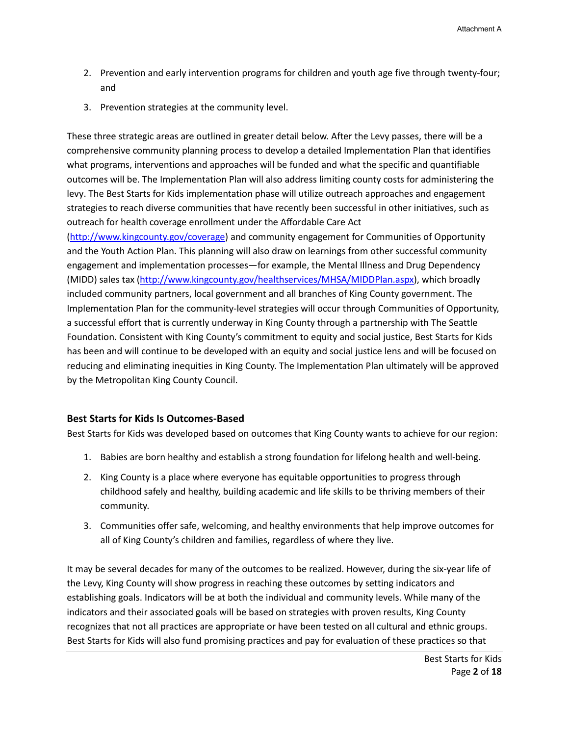2. Prevention and early intervention programs for children and youth age five through twenty-four; and
3. Prevention strategies at the community level.

These three strategic areas are outlined in greater detail below. After the Levy passes, there will be a comprehensive community planning process to develop a detailed Implementation Plan that identifies what programs, interventions and approaches will be funded and what the specific and quantifiable outcomes will be. The Implementation Plan will also address limiting county costs for administering the levy. The Best Starts for Kids implementation phase will utilize outreach approaches and engagement strategies to reach diverse communities that have recently been successful in other initiatives, such as outreach for health coverage enrollment under the Affordable Care Act (http://www.kingcounty.gov/coverage) and community engagement for Communities of Opportunity and the Youth Action Plan. This planning will also draw on learnings from other successful community engagement and implementation processes—for example, the Mental Illness and Drug Dependency (MIDD) sales tax (http://www.kingcounty.gov/healthservices/MHSA/MIDDPlan.aspx), which broadly included community partners, local government and all branches of King County government. The Implementation Plan for the community-level strategies will occur through Communities of Opportunity, a successful effort that is currently underway in King County through a partnership with The Seattle Foundation. Consistent with King County's commitment to equity and social justice, Best Starts for Kids has been and will continue to be developed with an equity and social justice lens and will be focused on reducing and eliminating inequities in King County. The Implementation Plan ultimately will be approved by the Metropolitan King County Council.

### Best Starts for Kids Is Outcomes-Based

Best Starts for Kids was developed based on outcomes that King County wants to achieve for our region:

1. Babies are born healthy and establish a strong foundation for lifelong health and well-being.
2. King County is a place where everyone has equitable opportunities to progress through childhood safely and healthy, building academic and life skills to be thriving members of their community.
3. Communities offer safe, welcoming, and healthy environments that help improve outcomes for all of King County's children and families, regardless of where they live.

It may be several decades for many of the outcomes to be realized. However, during the six-year life of the Levy, King County will show progress in reaching these outcomes by setting indicators and establishing goals. Indicators will be at both the individual and community levels. While many of the indicators and their associated goals will be based on strategies with proven results, King County recognizes that not all practices are appropriate or have been tested on all cultural and ethnic groups. Best Starts for Kids will also fund promising practices and pay for evaluation of these practices so that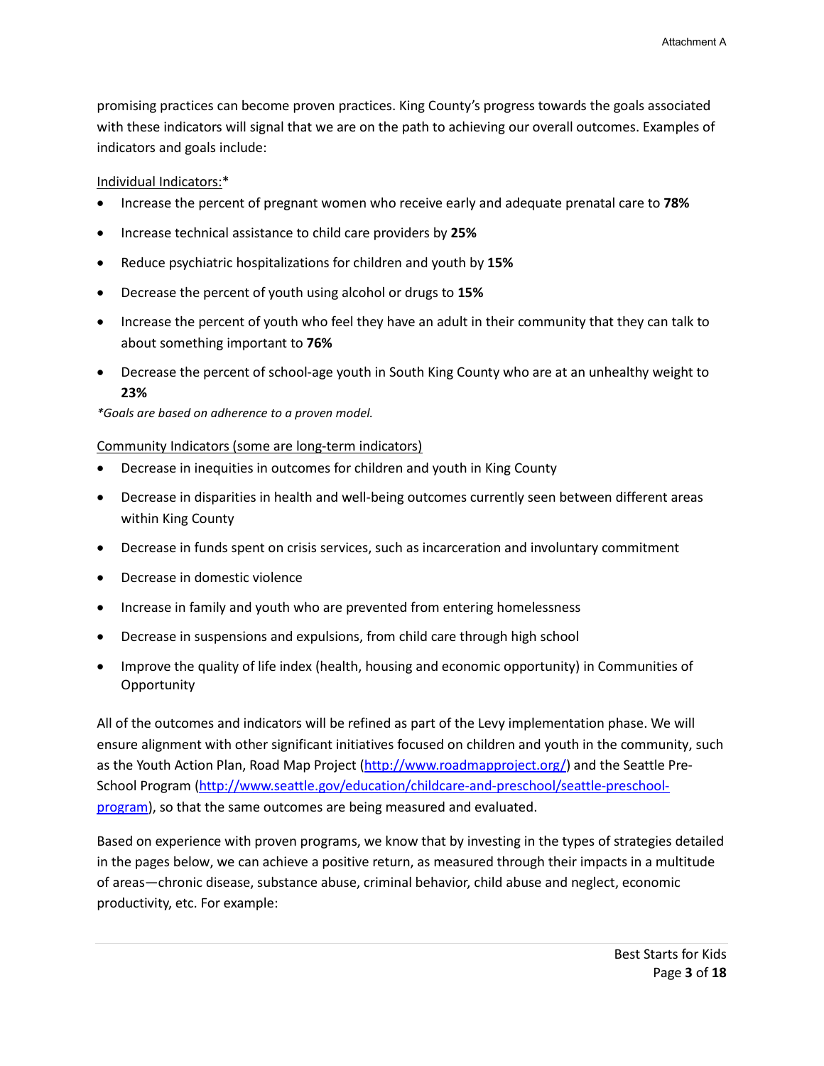promising practices can become proven practices. King County's progress towards the goals associated with these indicators will signal that we are on the path to achieving our overall outcomes. Examples of indicators and goals include:

Individual Indicators:*

- Increase the percent of pregnant women who receive early and adequate prenatal care to **78%**
- Increase technical assistance to child care providers by **25%**
- Reduce psychiatric hospitalizations for children and youth by **15%**
- Decrease the percent of youth using alcohol or drugs to **15%**
- Increase the percent of youth who feel they have an adult in their community that they can talk to about something important to **76%**
- Decrease the percent of school-age youth in South King County who are at an unhealthy weight to **23%**

*\*Goals are based on adherence to a proven model.*

Community Indicators (some are long-term indicators)

- Decrease in inequities in outcomes for children and youth in King County
- Decrease in disparities in health and well-being outcomes currently seen between different areas within King County
- Decrease in funds spent on crisis services, such as incarceration and involuntary commitment
- Decrease in domestic violence
- Increase in family and youth who are prevented from entering homelessness
- Decrease in suspensions and expulsions, from child care through high school
- Improve the quality of life index (health, housing and economic opportunity) in Communities of Opportunity

All of the outcomes and indicators will be refined as part of the Levy implementation phase. We will ensure alignment with other significant initiatives focused on children and youth in the community, such as the Youth Action Plan, Road Map Project (http://www.roadmapproject.org/) and the Seattle Pre-School Program (http://www.seattle.gov/education/childcare-and-preschool/seattle-preschool-program), so that the same outcomes are being measured and evaluated.

Based on experience with proven programs, we know that by investing in the types of strategies detailed in the pages below, we can achieve a positive return, as measured through their impacts in a multitude of areas—chronic disease, substance abuse, criminal behavior, child abuse and neglect, economic productivity, etc. For example: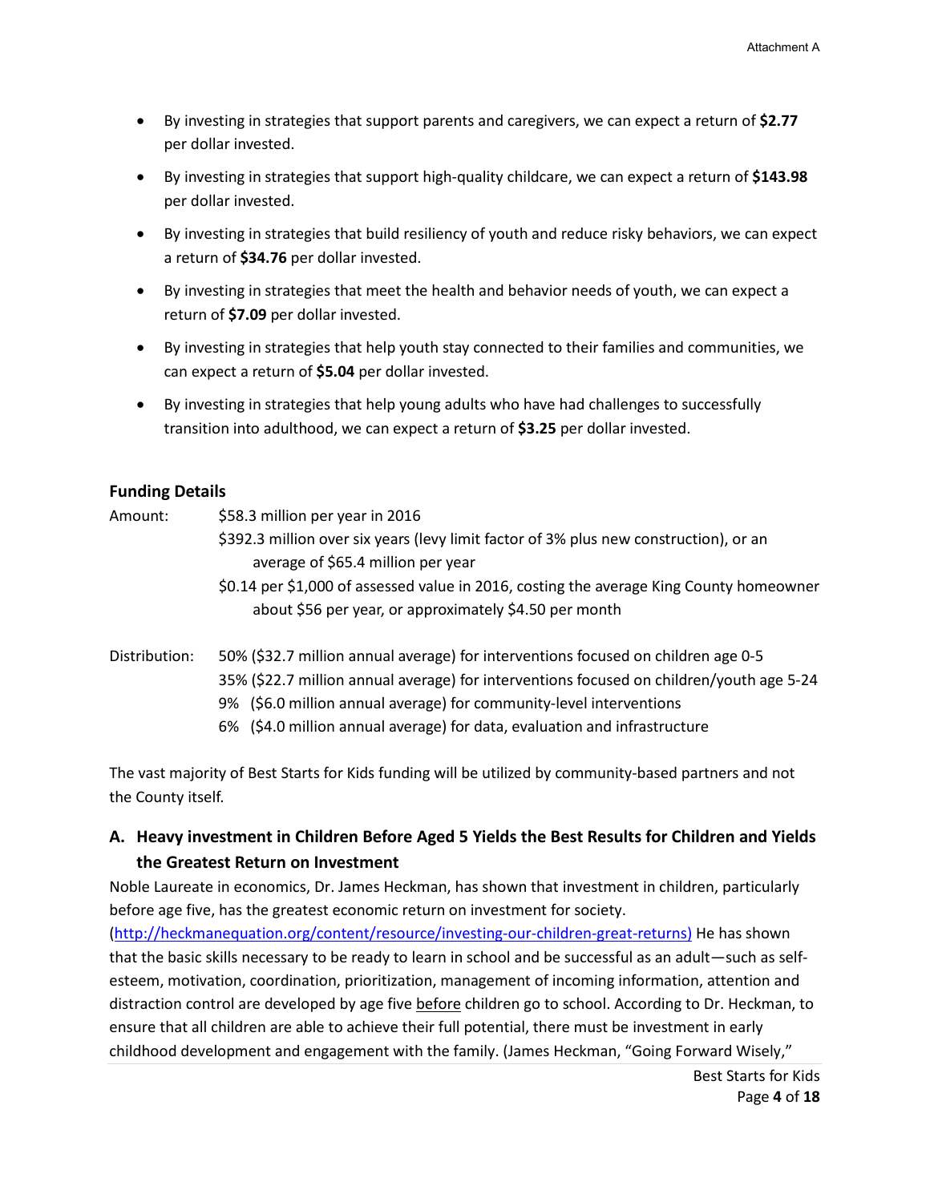- By investing in strategies that support parents and caregivers, we can expect a return of **$2.77** per dollar invested.
- By investing in strategies that support high-quality childcare, we can expect a return of **$143.98** per dollar invested.
- By investing in strategies that build resiliency of youth and reduce risky behaviors, we can expect a return of **$34.76** per dollar invested.
- By investing in strategies that meet the health and behavior needs of youth, we can expect a return of **$7.09** per dollar invested.
- By investing in strategies that help youth stay connected to their families and communities, we can expect a return of **$5.04** per dollar invested.
- By investing in strategies that help young adults who have had challenges to successfully transition into adulthood, we can expect a return of **$3.25** per dollar invested.

### Funding Details

Amount:
$58.3 million per year in 2016
$392.3 million over six years (levy limit factor of 3% plus new construction), or an average of $65.4 million per year
$0.14 per $1,000 of assessed value in 2016, costing the average King County homeowner about $56 per year, or approximately $4.50 per month

Distribution:
50% ($32.7 million annual average) for interventions focused on children age 0-5
35% ($22.7 million annual average) for interventions focused on children/youth age 5-24
9% ($6.0 million annual average) for community-level interventions
6% ($4.0 million annual average) for data, evaluation and infrastructure

The vast majority of Best Starts for Kids funding will be utilized by community-based partners and not the County itself.

### A. Heavy investment in Children Before Aged 5 Yields the Best Results for Children and Yields the Greatest Return on Investment

Noble Laureate in economics, Dr. James Heckman, has shown that investment in children, particularly before age five, has the greatest economic return on investment for society. (http://heckmanequation.org/content/resource/investing-our-children-great-returns) He has shown that the basic skills necessary to be ready to learn in school and be successful as an adult—such as self-esteem, motivation, coordination, prioritization, management of incoming information, attention and distraction control are developed by age five before children go to school. According to Dr. Heckman, to ensure that all children are able to achieve their full potential, there must be investment in early childhood development and engagement with the family. (James Heckman, "Going Forward Wisely,"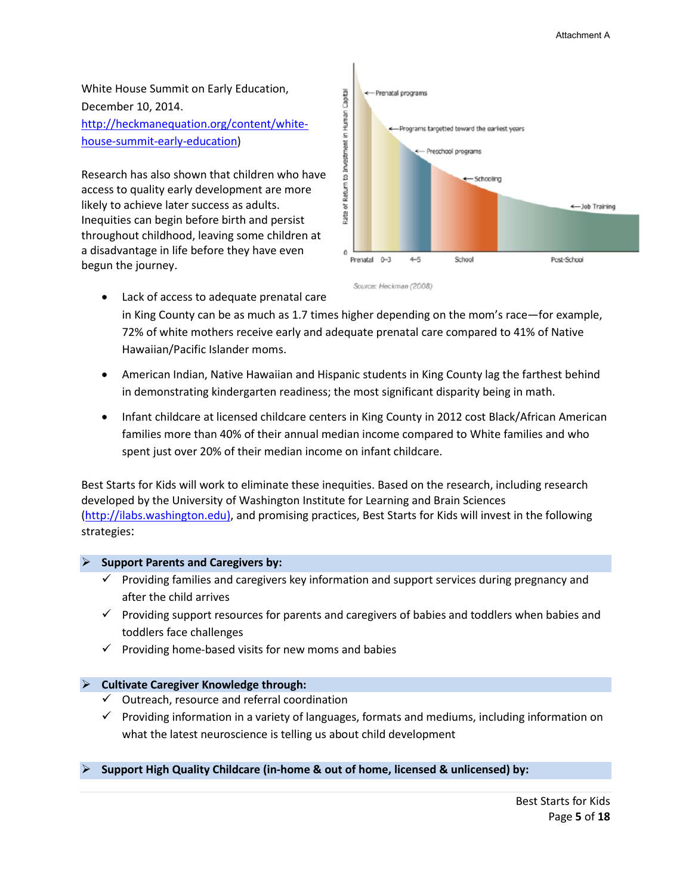White House Summit on Early Education, December 10, 2014. [http://heckmanequation.org/content/white-house-summit-early-education](http://heckmanequation.org/content/white-house-summit-early-education))

Research has also shown that children who have access to quality early development are more likely to achieve later success as adults. Inequities can begin before birth and persist throughout childhood, leaving some children at a disadvantage in life before they have even begun the journey.

Source: Heckman (2008)

- Lack of access to adequate prenatal care in King County can be as much as 1.7 times higher depending on the mom's race—for example, 72% of white mothers receive early and adequate prenatal care compared to 41% of Native Hawaiian/Pacific Islander moms.
- American Indian, Native Hawaiian and Hispanic students in King County lag the farthest behind in demonstrating kindergarten readiness; the most significant disparity being in math.
- Infant childcare at licensed childcare centers in King County in 2012 cost Black/African American families more than 40% of their annual median income compared to White families and who spent just over 20% of their median income on infant childcare.

Best Starts for Kids will work to eliminate these inequities. Based on the research, including research developed by the University of Washington Institute for Learning and Brain Sciences ([http://ilabs.washington.edu](http://ilabs.washington.edu)), and promising practices, Best Starts for Kids will invest in the following strategies:

- **Support Parents and Caregivers by:**
  - ✓ Providing families and caregivers key information and support services during pregnancy and after the child arrives
  - ✓ Providing support resources for parents and caregivers of babies and toddlers when babies and toddlers face challenges
  - ✓ Providing home-based visits for new moms and babies

- **Cultivate Caregiver Knowledge through:**
  - ✓ Outreach, resource and referral coordination
  - ✓ Providing information in a variety of languages, formats and mediums, including information on what the latest neuroscience is telling us about child development

- **Support High Quality Childcare (in-home & out of home, licensed & unlicensed) by:**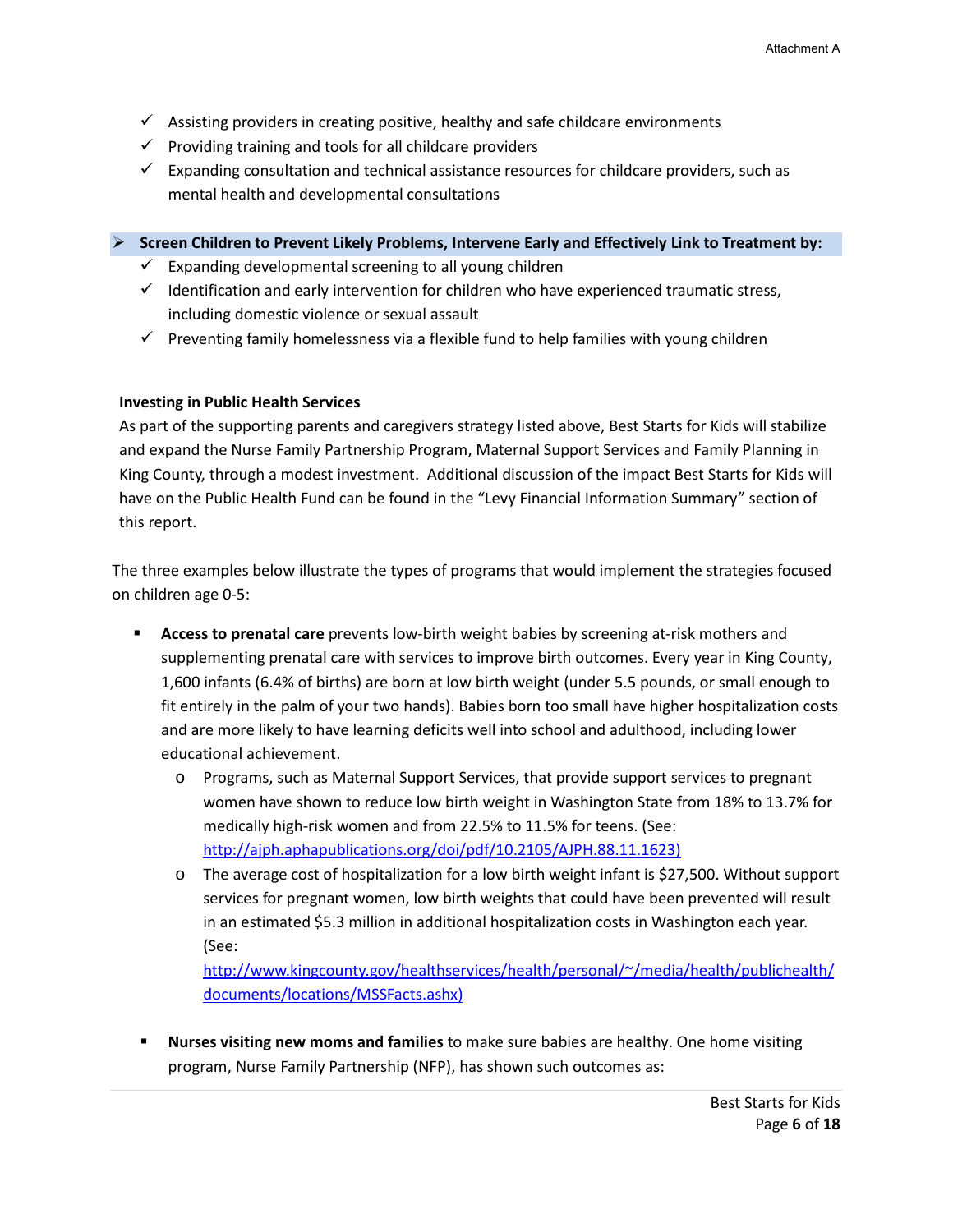- ✓ Assisting providers in creating positive, healthy and safe childcare environments
- ✓ Providing training and tools for all childcare providers
- ✓ Expanding consultation and technical assistance resources for childcare providers, such as mental health and developmental consultations

➢ **Screen Children to Prevent Likely Problems, Intervene Early and Effectively Link to Treatment by:**

- ✓ Expanding developmental screening to all young children
- ✓ Identification and early intervention for children who have experienced traumatic stress, including domestic violence or sexual assault
- ✓ Preventing family homelessness via a flexible fund to help families with young children

**Investing in Public Health Services**

As part of the supporting parents and caregivers strategy listed above, Best Starts for Kids will stabilize and expand the Nurse Family Partnership Program, Maternal Support Services and Family Planning in King County, through a modest investment. Additional discussion of the impact Best Starts for Kids will have on the Public Health Fund can be found in the "Levy Financial Information Summary" section of this report.

The three examples below illustrate the types of programs that would implement the strategies focused on children age 0-5:

- **Access to prenatal care** prevents low-birth weight babies by screening at-risk mothers and supplementing prenatal care with services to improve birth outcomes. Every year in King County, 1,600 infants (6.4% of births) are born at low birth weight (under 5.5 pounds, or small enough to fit entirely in the palm of your two hands). Babies born too small have higher hospitalization costs and are more likely to have learning deficits well into school and adulthood, including lower educational achievement.
  - Programs, such as Maternal Support Services, that provide support services to pregnant women have shown to reduce low birth weight in Washington State from 18% to 13.7% for medically high-risk women and from 22.5% to 11.5% for teens. (See: http://ajph.aphapublications.org/doi/pdf/10.2105/AJPH.88.11.1623)
  - The average cost of hospitalization for a low birth weight infant is $27,500. Without support services for pregnant women, low birth weights that could have been prevented will result in an estimated $5.3 million in additional hospitalization costs in Washington each year. (See: http://www.kingcounty.gov/healthservices/health/personal/~/media/health/publichealth/documents/locations/MSSFacts.ashx)

- **Nurses visiting new moms and families** to make sure babies are healthy. One home visiting program, Nurse Family Partnership (NFP), has shown such outcomes as: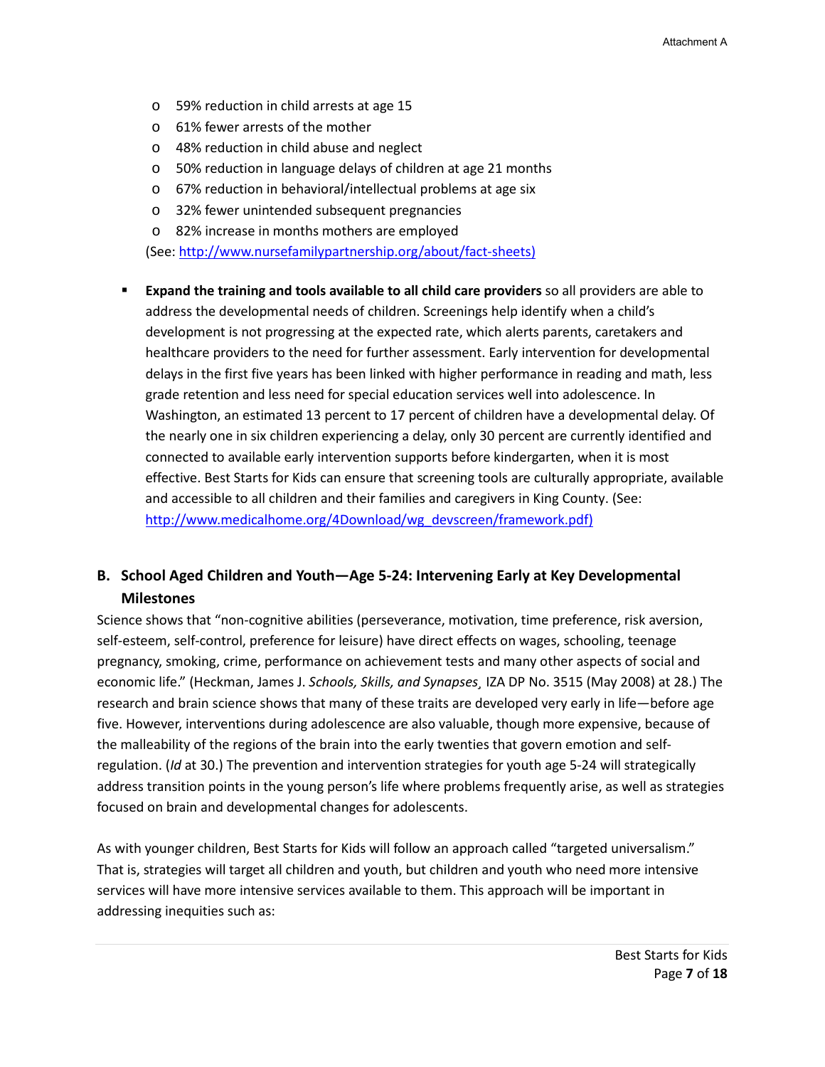- 59% reduction in child arrests at age 15
- 61% fewer arrests of the mother
- 48% reduction in child abuse and neglect
- 50% reduction in language delays of children at age 21 months
- 67% reduction in behavioral/intellectual problems at age six
- 32% fewer unintended subsequent pregnancies
- 82% increase in months mothers are employed

(See: http://www.nursefamilypartnership.org/about/fact-sheets)

- **Expand the training and tools available to all child care providers** so all providers are able to address the developmental needs of children. Screenings help identify when a child's development is not progressing at the expected rate, which alerts parents, caretakers and healthcare providers to the need for further assessment. Early intervention for developmental delays in the first five years has been linked with higher performance in reading and math, less grade retention and less need for special education services well into adolescence. In Washington, an estimated 13 percent to 17 percent of children have a developmental delay. Of the nearly one in six children experiencing a delay, only 30 percent are currently identified and connected to available early intervention supports before kindergarten, when it is most effective. Best Starts for Kids can ensure that screening tools are culturally appropriate, available and accessible to all children and their families and caregivers in King County. (See: http://www.medicalhome.org/4Download/wg_devscreen/framework.pdf)

## B. School Aged Children and Youth—Age 5-24: Intervening Early at Key Developmental Milestones

Science shows that "non-cognitive abilities (perseverance, motivation, time preference, risk aversion, self-esteem, self-control, preference for leisure) have direct effects on wages, schooling, teenage pregnancy, smoking, crime, performance on achievement tests and many other aspects of social and economic life." (Heckman, James J. *Schools, Skills, and Synapses*¸ IZA DP No. 3515 (May 2008) at 28.) The research and brain science shows that many of these traits are developed very early in life—before age five. However, interventions during adolescence are also valuable, though more expensive, because of the malleability of the regions of the brain into the early twenties that govern emotion and self-regulation. (*Id* at 30.) The prevention and intervention strategies for youth age 5-24 will strategically address transition points in the young person's life where problems frequently arise, as well as strategies focused on brain and developmental changes for adolescents.

As with younger children, Best Starts for Kids will follow an approach called "targeted universalism." That is, strategies will target all children and youth, but children and youth who need more intensive services will have more intensive services available to them. This approach will be important in addressing inequities such as: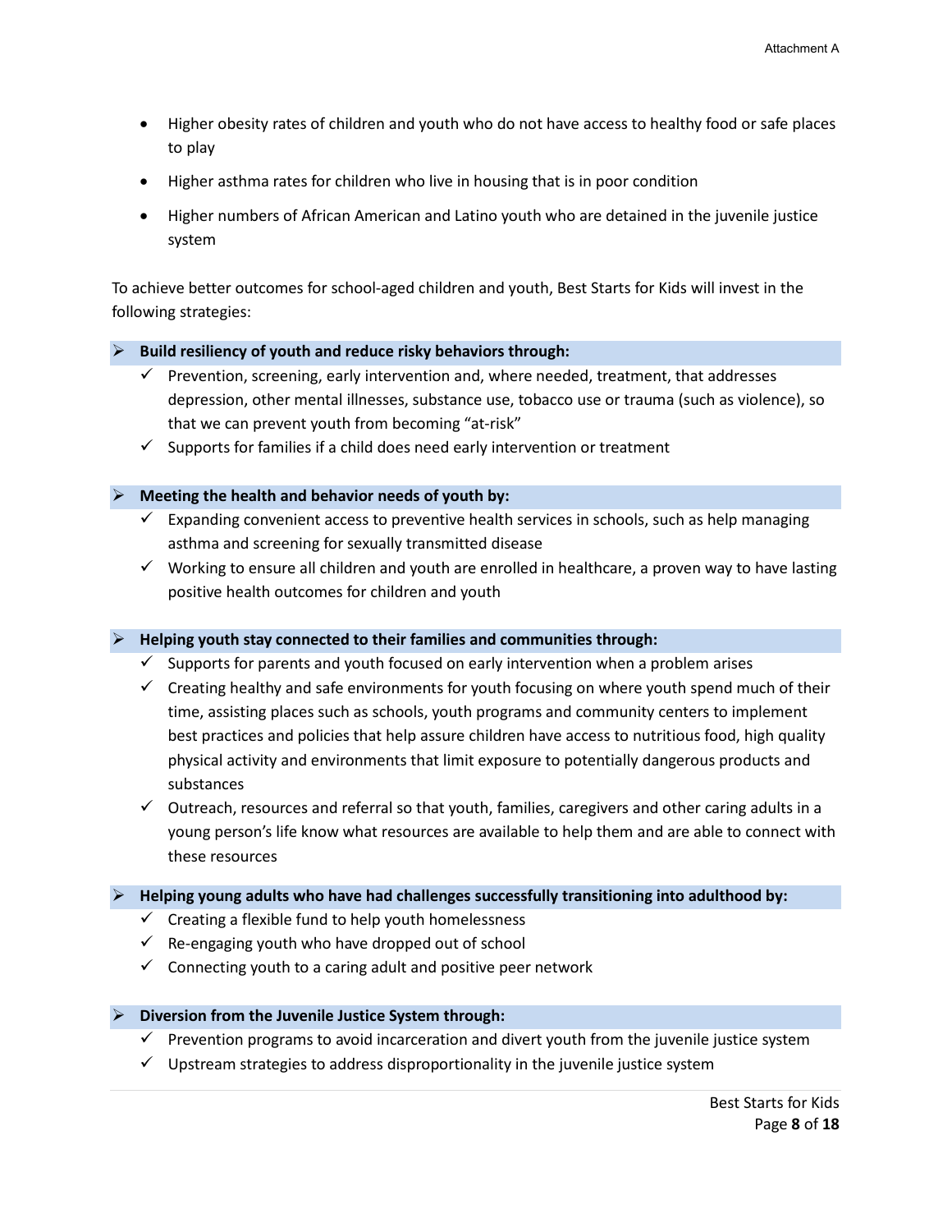- Higher obesity rates of children and youth who do not have access to healthy food or safe places to play
- Higher asthma rates for children who live in housing that is in poor condition
- Higher numbers of African American and Latino youth who are detained in the juvenile justice system

To achieve better outcomes for school-aged children and youth, Best Starts for Kids will invest in the following strategies:

- **Build resiliency of youth and reduce risky behaviors through:**
  - ✓ Prevention, screening, early intervention and, where needed, treatment, that addresses depression, other mental illnesses, substance use, tobacco use or trauma (such as violence), so that we can prevent youth from becoming "at-risk"
  - ✓ Supports for families if a child does need early intervention or treatment

- **Meeting the health and behavior needs of youth by:**
  - ✓ Expanding convenient access to preventive health services in schools, such as help managing asthma and screening for sexually transmitted disease
  - ✓ Working to ensure all children and youth are enrolled in healthcare, a proven way to have lasting positive health outcomes for children and youth

- **Helping youth stay connected to their families and communities through:**
  - ✓ Supports for parents and youth focused on early intervention when a problem arises
  - ✓ Creating healthy and safe environments for youth focusing on where youth spend much of their time, assisting places such as schools, youth programs and community centers to implement best practices and policies that help assure children have access to nutritious food, high quality physical activity and environments that limit exposure to potentially dangerous products and substances
  - ✓ Outreach, resources and referral so that youth, families, caregivers and other caring adults in a young person's life know what resources are available to help them and are able to connect with these resources

- **Helping young adults who have had challenges successfully transitioning into adulthood by:**
  - ✓ Creating a flexible fund to help youth homelessness
  - ✓ Re-engaging youth who have dropped out of school
  - ✓ Connecting youth to a caring adult and positive peer network

- **Diversion from the Juvenile Justice System through:**
  - ✓ Prevention programs to avoid incarceration and divert youth from the juvenile justice system
  - ✓ Upstream strategies to address disproportionality in the juvenile justice system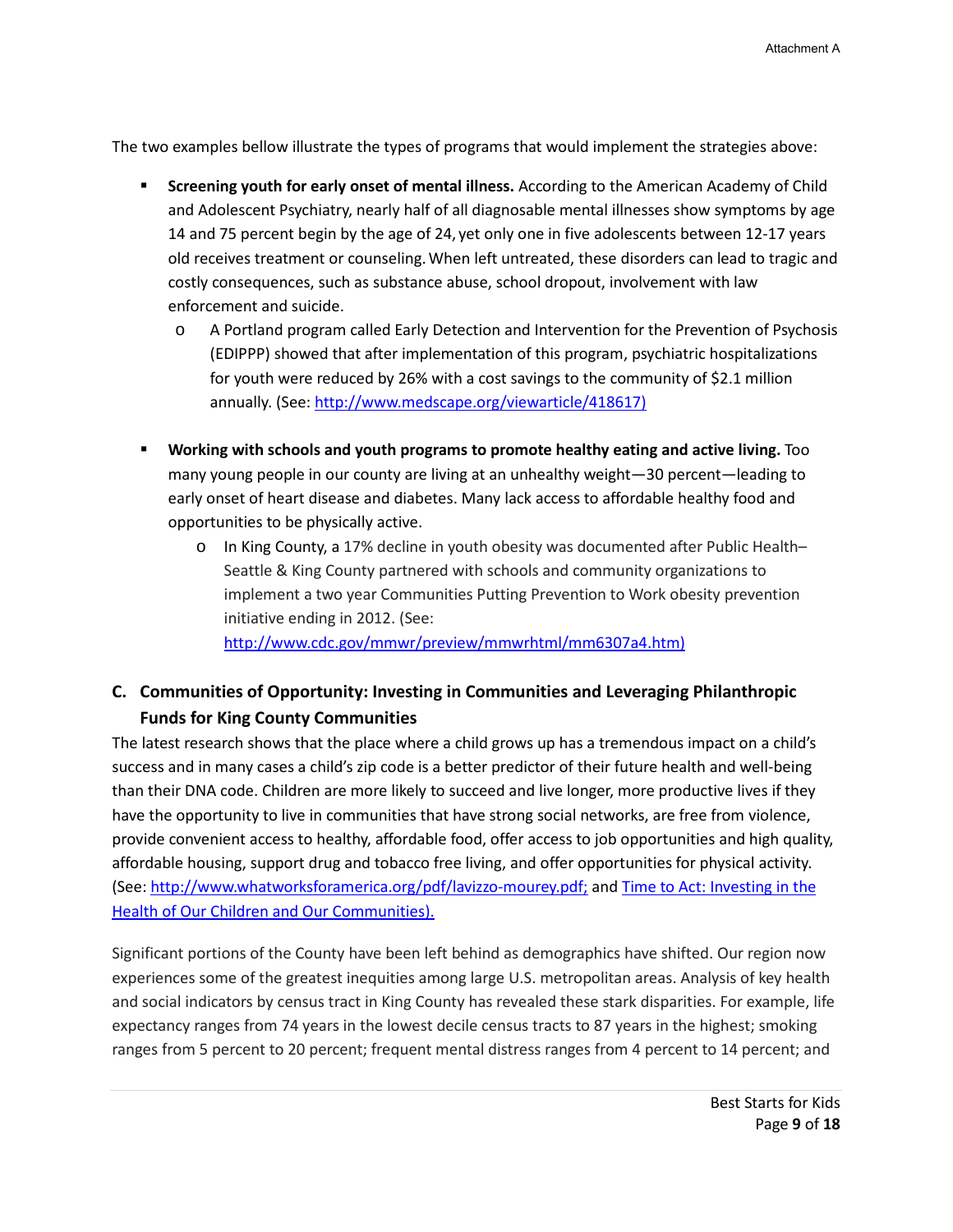The two examples bellow illustrate the types of programs that would implement the strategies above:

- **Screening youth for early onset of mental illness.** According to the American Academy of Child and Adolescent Psychiatry, nearly half of all diagnosable mental illnesses show symptoms by age 14 and 75 percent begin by the age of 24, yet only one in five adolescents between 12-17 years old receives treatment or counseling. When left untreated, these disorders can lead to tragic and costly consequences, such as substance abuse, school dropout, involvement with law enforcement and suicide.
    - A Portland program called Early Detection and Intervention for the Prevention of Psychosis (EDIPPP) showed that after implementation of this program, psychiatric hospitalizations for youth were reduced by 26% with a cost savings to the community of $2.1 million annually. (See: [http://www.medscape.org/viewarticle/418617)](http://www.medscape.org/viewarticle/418617)

- **Working with schools and youth programs to promote healthy eating and active living.** Too many young people in our county are living at an unhealthy weight—30 percent—leading to early onset of heart disease and diabetes. Many lack access to affordable healthy food and opportunities to be physically active.
    - In King County, a 17% decline in youth obesity was documented after Public Health–Seattle & King County partnered with schools and community organizations to implement a two year Communities Putting Prevention to Work obesity prevention initiative ending in 2012. (See: [http://www.cdc.gov/mmwr/preview/mmwrhtml/mm6307a4.htm)](http://www.cdc.gov/mmwr/preview/mmwrhtml/mm6307a4.htm)

## C. Communities of Opportunity: Investing in Communities and Leveraging Philanthropic Funds for King County Communities

The latest research shows that the place where a child grows up has a tremendous impact on a child's success and in many cases a child's zip code is a better predictor of their future health and well-being than their DNA code. Children are more likely to succeed and live longer, more productive lives if they have the opportunity to live in communities that have strong social networks, are free from violence, provide convenient access to healthy, affordable food, offer access to job opportunities and high quality, affordable housing, support drug and tobacco free living, and offer opportunities for physical activity. (See: [http://www.whatworksforamerica.org/pdf/lavizzo-mourey.pdf;](http://www.whatworksforamerica.org/pdf/lavizzo-mourey.pdf) and Time to Act: Investing in the Health of Our Children and Our Communities).

Significant portions of the County have been left behind as demographics have shifted. Our region now experiences some of the greatest inequities among large U.S. metropolitan areas. Analysis of key health and social indicators by census tract in King County has revealed these stark disparities. For example, life expectancy ranges from 74 years in the lowest decile census tracts to 87 years in the highest; smoking ranges from 5 percent to 20 percent; frequent mental distress ranges from 4 percent to 14 percent; and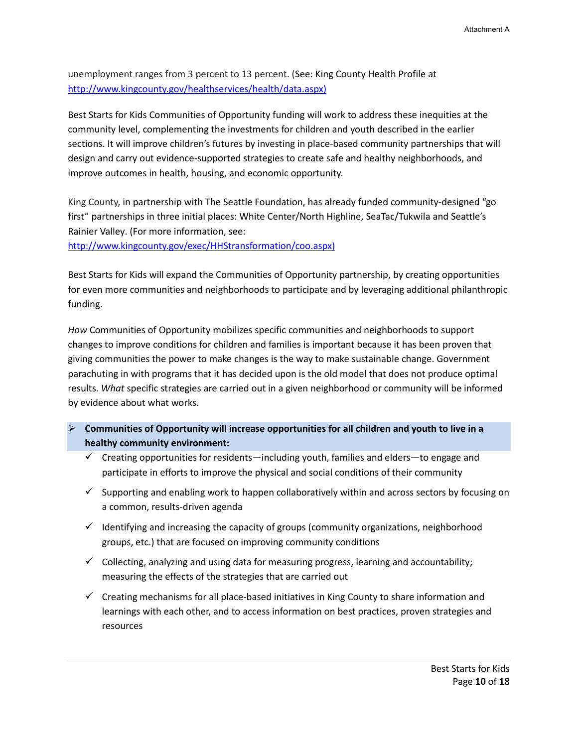unemployment ranges from 3 percent to 13 percent. (See: King County Health Profile at http://www.kingcounty.gov/healthservices/health/data.aspx)

Best Starts for Kids Communities of Opportunity funding will work to address these inequities at the community level, complementing the investments for children and youth described in the earlier sections. It will improve children's futures by investing in place-based community partnerships that will design and carry out evidence-supported strategies to create safe and healthy neighborhoods, and improve outcomes in health, housing, and economic opportunity.

King County, in partnership with The Seattle Foundation, has already funded community-designed "go first" partnerships in three initial places: White Center/North Highline, SeaTac/Tukwila and Seattle's Rainier Valley. (For more information, see: http://www.kingcounty.gov/exec/HHStransformation/coo.aspx)

Best Starts for Kids will expand the Communities of Opportunity partnership, by creating opportunities for even more communities and neighborhoods to participate and by leveraging additional philanthropic funding.

*How* Communities of Opportunity mobilizes specific communities and neighborhoods to support changes to improve conditions for children and families is important because it has been proven that giving communities the power to make changes is the way to make sustainable change. Government parachuting in with programs that it has decided upon is the old model that does not produce optimal results. *What* specific strategies are carried out in a given neighborhood or community will be informed by evidence about what works.

- **Communities of Opportunity will increase opportunities for all children and youth to live in a healthy community environment:**
  - ✓ Creating opportunities for residents—including youth, families and elders—to engage and participate in efforts to improve the physical and social conditions of their community
  - ✓ Supporting and enabling work to happen collaboratively within and across sectors by focusing on a common, results-driven agenda
  - ✓ Identifying and increasing the capacity of groups (community organizations, neighborhood groups, etc.) that are focused on improving community conditions
  - ✓ Collecting, analyzing and using data for measuring progress, learning and accountability; measuring the effects of the strategies that are carried out
  - ✓ Creating mechanisms for all place-based initiatives in King County to share information and learnings with each other, and to access information on best practices, proven strategies and resources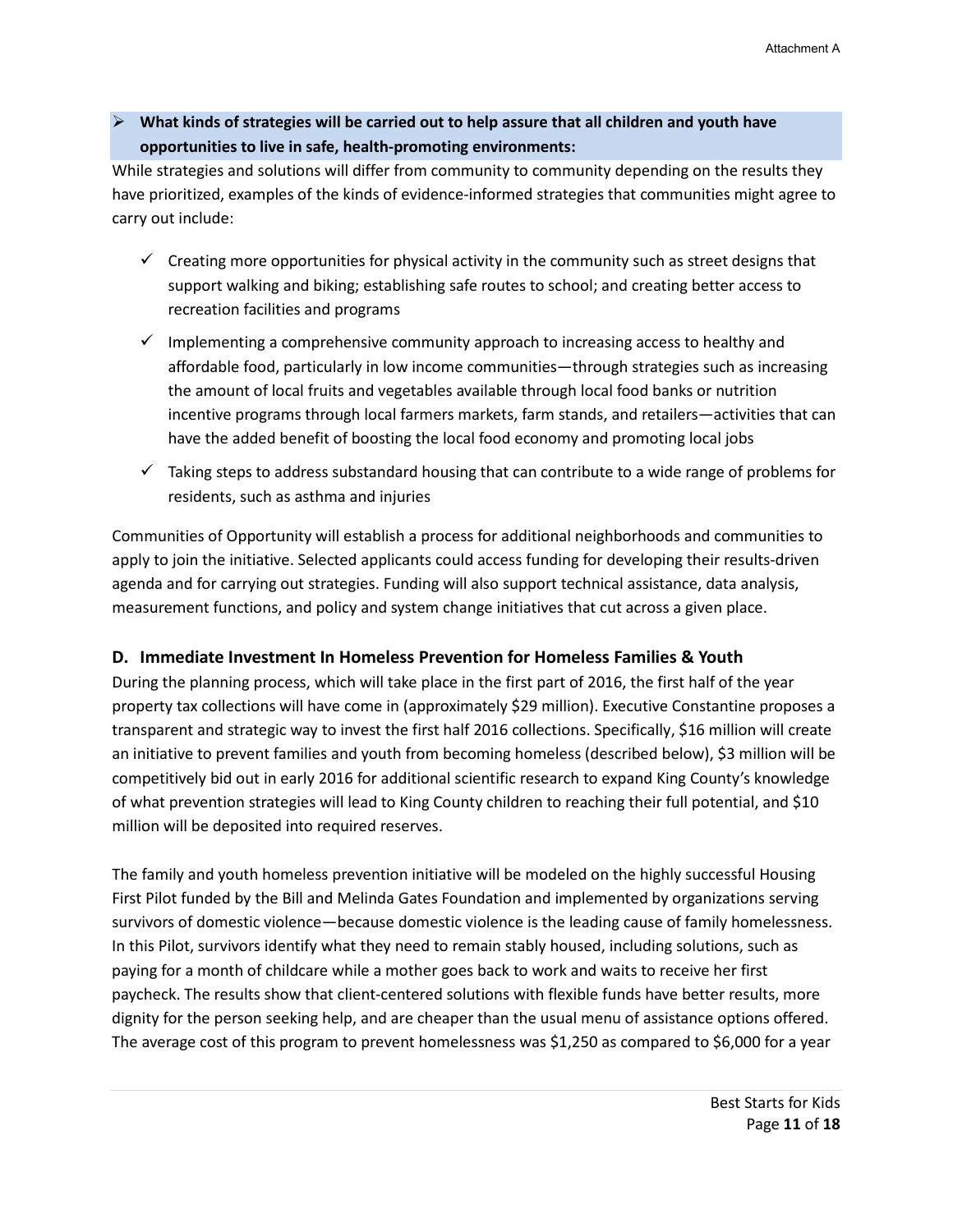- **What kinds of strategies will be carried out to help assure that all children and youth have opportunities to live in safe, health-promoting environments:**

While strategies and solutions will differ from community to community depending on the results they have prioritized, examples of the kinds of evidence-informed strategies that communities might agree to carry out include:

- ✓ Creating more opportunities for physical activity in the community such as street designs that support walking and biking; establishing safe routes to school; and creating better access to recreation facilities and programs
- ✓ Implementing a comprehensive community approach to increasing access to healthy and affordable food, particularly in low income communities—through strategies such as increasing the amount of local fruits and vegetables available through local food banks or nutrition incentive programs through local farmers markets, farm stands, and retailers—activities that can have the added benefit of boosting the local food economy and promoting local jobs
- ✓ Taking steps to address substandard housing that can contribute to a wide range of problems for residents, such as asthma and injuries

Communities of Opportunity will establish a process for additional neighborhoods and communities to apply to join the initiative. Selected applicants could access funding for developing their results-driven agenda and for carrying out strategies. Funding will also support technical assistance, data analysis, measurement functions, and policy and system change initiatives that cut across a given place.

### D. Immediate Investment In Homeless Prevention for Homeless Families & Youth

During the planning process, which will take place in the first part of 2016, the first half of the year property tax collections will have come in (approximately $29 million). Executive Constantine proposes a transparent and strategic way to invest the first half 2016 collections. Specifically, $16 million will create an initiative to prevent families and youth from becoming homeless (described below), $3 million will be competitively bid out in early 2016 for additional scientific research to expand King County's knowledge of what prevention strategies will lead to King County children to reaching their full potential, and $10 million will be deposited into required reserves.

The family and youth homeless prevention initiative will be modeled on the highly successful Housing First Pilot funded by the Bill and Melinda Gates Foundation and implemented by organizations serving survivors of domestic violence—because domestic violence is the leading cause of family homelessness. In this Pilot, survivors identify what they need to remain stably housed, including solutions, such as paying for a month of childcare while a mother goes back to work and waits to receive her first paycheck. The results show that client-centered solutions with flexible funds have better results, more dignity for the person seeking help, and are cheaper than the usual menu of assistance options offered. The average cost of this program to prevent homelessness was $1,250 as compared to $6,000 for a year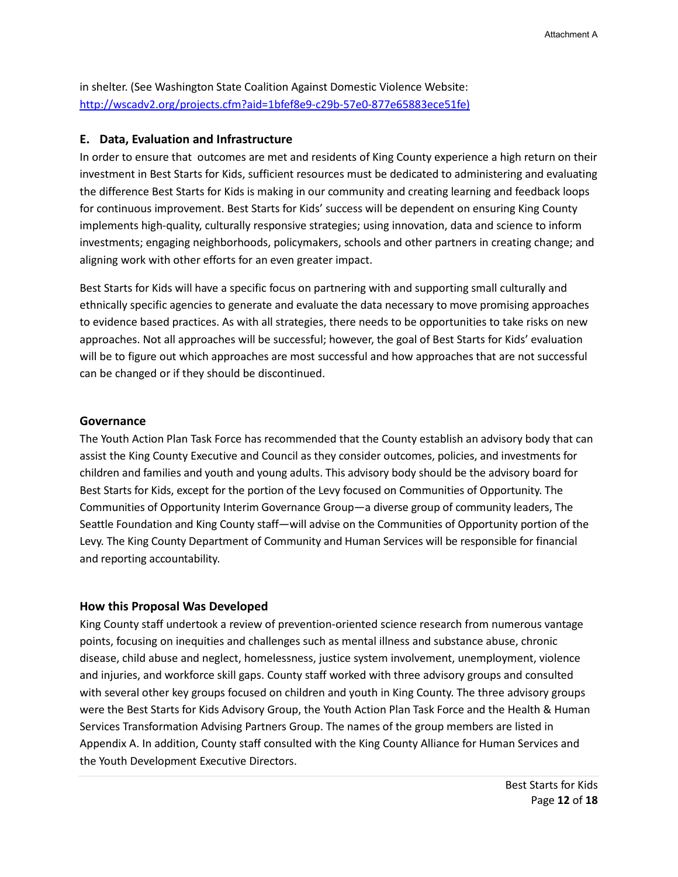in shelter. (See Washington State Coalition Against Domestic Violence Website: [http://wscadv2.org/projects.cfm?aid=1bfef8e9-c29b-57e0-877e65883ece51fe)](http://wscadv2.org/projects.cfm?aid=1bfef8e9-c29b-57e0-877e65883ece51fe)

### E. Data, Evaluation and Infrastructure

In order to ensure that outcomes are met and residents of King County experience a high return on their investment in Best Starts for Kids, sufficient resources must be dedicated to administering and evaluating the difference Best Starts for Kids is making in our community and creating learning and feedback loops for continuous improvement. Best Starts for Kids' success will be dependent on ensuring King County implements high-quality, culturally responsive strategies; using innovation, data and science to inform investments; engaging neighborhoods, policymakers, schools and other partners in creating change; and aligning work with other efforts for an even greater impact.

Best Starts for Kids will have a specific focus on partnering with and supporting small culturally and ethnically specific agencies to generate and evaluate the data necessary to move promising approaches to evidence based practices. As with all strategies, there needs to be opportunities to take risks on new approaches. Not all approaches will be successful; however, the goal of Best Starts for Kids' evaluation will be to figure out which approaches are most successful and how approaches that are not successful can be changed or if they should be discontinued.

### Governance

The Youth Action Plan Task Force has recommended that the County establish an advisory body that can assist the King County Executive and Council as they consider outcomes, policies, and investments for children and families and youth and young adults. This advisory body should be the advisory board for Best Starts for Kids, except for the portion of the Levy focused on Communities of Opportunity. The Communities of Opportunity Interim Governance Group—a diverse group of community leaders, The Seattle Foundation and King County staff—will advise on the Communities of Opportunity portion of the Levy. The King County Department of Community and Human Services will be responsible for financial and reporting accountability.

### How this Proposal Was Developed

King County staff undertook a review of prevention-oriented science research from numerous vantage points, focusing on inequities and challenges such as mental illness and substance abuse, chronic disease, child abuse and neglect, homelessness, justice system involvement, unemployment, violence and injuries, and workforce skill gaps. County staff worked with three advisory groups and consulted with several other key groups focused on children and youth in King County. The three advisory groups were the Best Starts for Kids Advisory Group, the Youth Action Plan Task Force and the Health & Human Services Transformation Advising Partners Group. The names of the group members are listed in Appendix A. In addition, County staff consulted with the King County Alliance for Human Services and the Youth Development Executive Directors.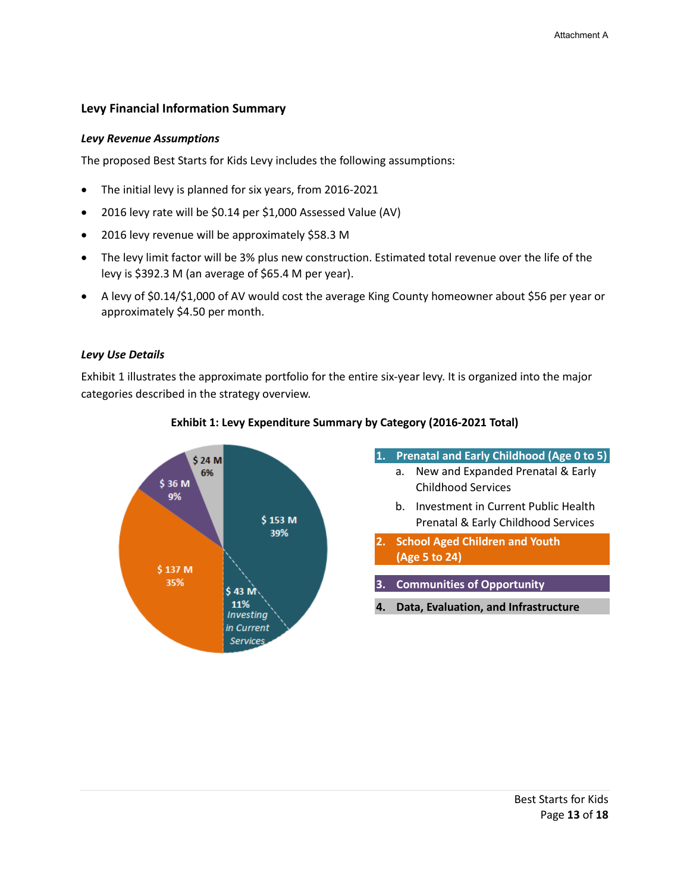## Levy Financial Information Summary

### *Levy Revenue Assumptions*

The proposed Best Starts for Kids Levy includes the following assumptions:

- The initial levy is planned for six years, from 2016-2021
- 2016 levy rate will be $0.14 per $1,000 Assessed Value (AV)
- 2016 levy revenue will be approximately $58.3 M
- The levy limit factor will be 3% plus new construction. Estimated total revenue over the life of the levy is $392.3 M (an average of $65.4 M per year).
- A levy of $0.14/$1,000 of AV would cost the average King County homeowner about $56 per year or approximately $4.50 per month.

### *Levy Use Details*

Exhibit 1 illustrates the approximate portfolio for the entire six-year levy. It is organized into the major categories described in the strategy overview.

**Exhibit 1: Levy Expenditure Summary by Category (2016-2021 Total)**

$ 153 M 39%

$ 43 M 11% Investing in Current Services

$ 137 M 35%

$ 36 M 9%

$ 24 M 6%

1. **Prenatal and Early Childhood (Age 0 to 5)**
   a. New and Expanded Prenatal & Early Childhood Services
   b. Investment in Current Public Health Prenatal & Early Childhood Services
2. **School Aged Children and Youth (Age 5 to 24)**
3. **Communities of Opportunity**
4. **Data, Evaluation, and Infrastructure**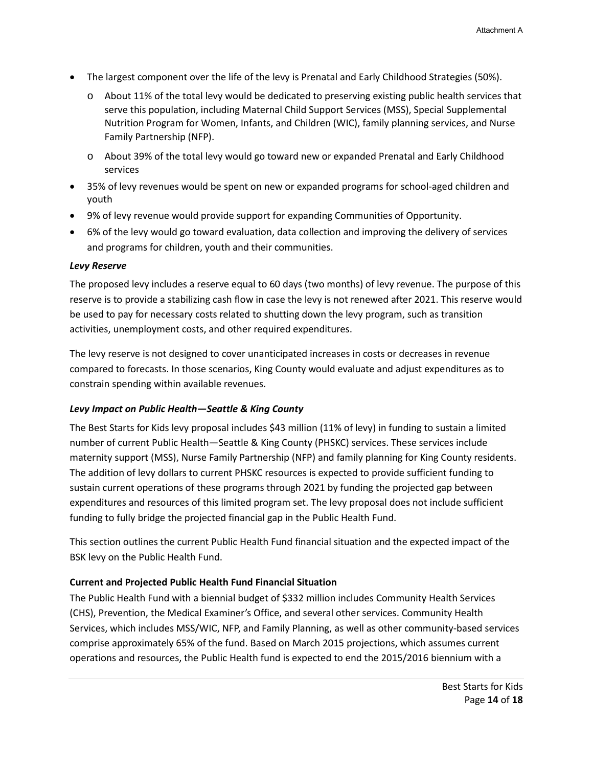- The largest component over the life of the levy is Prenatal and Early Childhood Strategies (50%).
  - About 11% of the total levy would be dedicated to preserving existing public health services that serve this population, including Maternal Child Support Services (MSS), Special Supplemental Nutrition Program for Women, Infants, and Children (WIC), family planning services, and Nurse Family Partnership (NFP).
  - About 39% of the total levy would go toward new or expanded Prenatal and Early Childhood services
- 35% of levy revenues would be spent on new or expanded programs for school-aged children and youth
- 9% of levy revenue would provide support for expanding Communities of Opportunity.
- 6% of the levy would go toward evaluation, data collection and improving the delivery of services and programs for children, youth and their communities.

***Levy Reserve***

The proposed levy includes a reserve equal to 60 days (two months) of levy revenue. The purpose of this reserve is to provide a stabilizing cash flow in case the levy is not renewed after 2021. This reserve would be used to pay for necessary costs related to shutting down the levy program, such as transition activities, unemployment costs, and other required expenditures.

The levy reserve is not designed to cover unanticipated increases in costs or decreases in revenue compared to forecasts. In those scenarios, King County would evaluate and adjust expenditures as to constrain spending within available revenues.

***Levy Impact on Public Health—Seattle & King County***

The Best Starts for Kids levy proposal includes $43 million (11% of levy) in funding to sustain a limited number of current Public Health—Seattle & King County (PHSKC) services. These services include maternity support (MSS), Nurse Family Partnership (NFP) and family planning for King County residents. The addition of levy dollars to current PHSKC resources is expected to provide sufficient funding to sustain current operations of these programs through 2021 by funding the projected gap between expenditures and resources of this limited program set. The levy proposal does not include sufficient funding to fully bridge the projected financial gap in the Public Health Fund.

This section outlines the current Public Health Fund financial situation and the expected impact of the BSK levy on the Public Health Fund.

**Current and Projected Public Health Fund Financial Situation**

The Public Health Fund with a biennial budget of $332 million includes Community Health Services (CHS), Prevention, the Medical Examiner's Office, and several other services. Community Health Services, which includes MSS/WIC, NFP, and Family Planning, as well as other community-based services comprise approximately 65% of the fund. Based on March 2015 projections, which assumes current operations and resources, the Public Health fund is expected to end the 2015/2016 biennium with a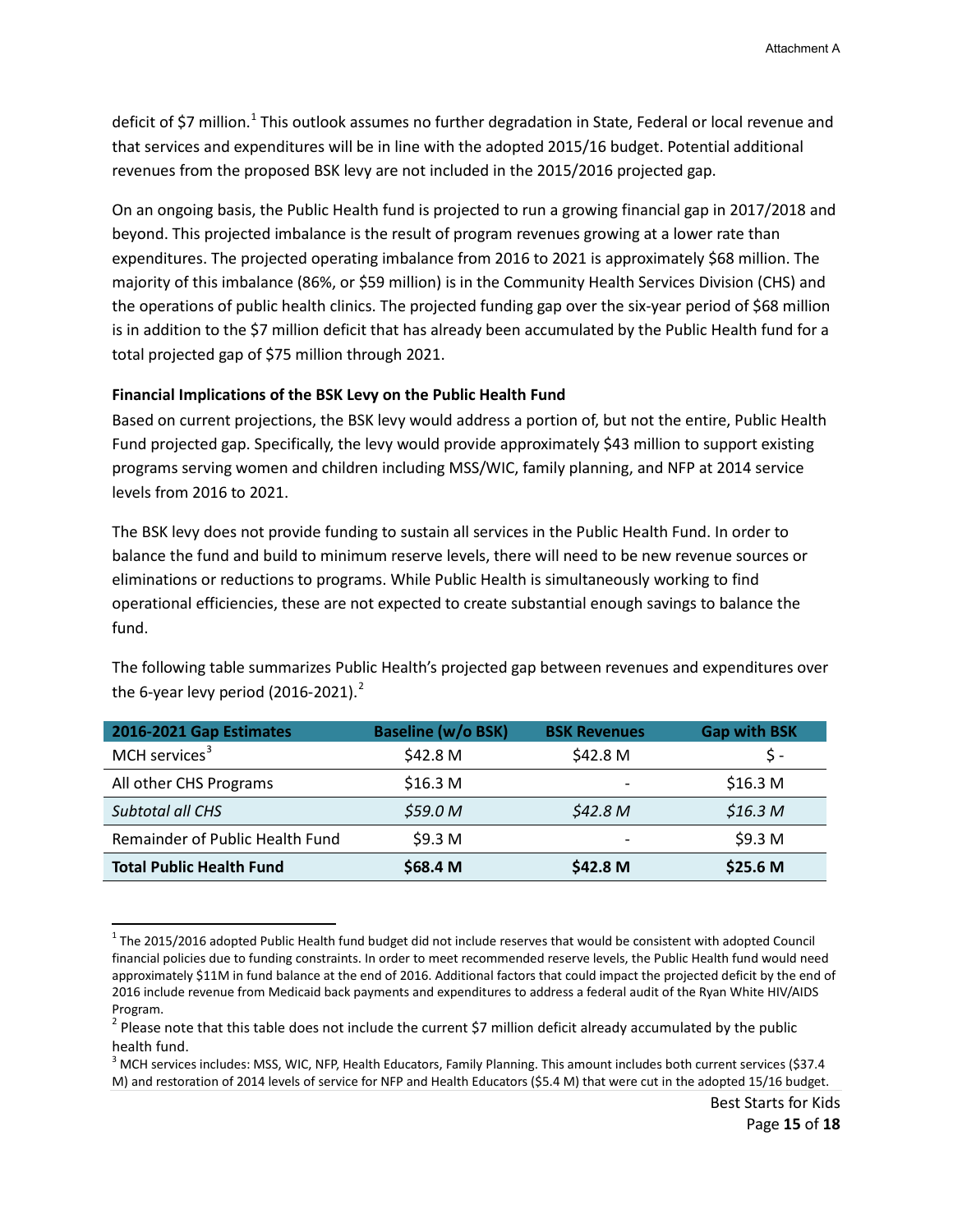deficit of $7 million.[1] This outlook assumes no further degradation in State, Federal or local revenue and that services and expenditures will be in line with the adopted 2015/16 budget. Potential additional revenues from the proposed BSK levy are not included in the 2015/2016 projected gap.

On an ongoing basis, the Public Health fund is projected to run a growing financial gap in 2017/2018 and beyond. This projected imbalance is the result of program revenues growing at a lower rate than expenditures. The projected operating imbalance from 2016 to 2021 is approximately $68 million. The majority of this imbalance (86%, or $59 million) is in the Community Health Services Division (CHS) and the operations of public health clinics. The projected funding gap over the six-year period of $68 million is in addition to the $7 million deficit that has already been accumulated by the Public Health fund for a total projected gap of $75 million through 2021.

**Financial Implications of the BSK Levy on the Public Health Fund**

Based on current projections, the BSK levy would address a portion of, but not the entire, Public Health Fund projected gap. Specifically, the levy would provide approximately $43 million to support existing programs serving women and children including MSS/WIC, family planning, and NFP at 2014 service levels from 2016 to 2021.

The BSK levy does not provide funding to sustain all services in the Public Health Fund. In order to balance the fund and build to minimum reserve levels, there will need to be new revenue sources or eliminations or reductions to programs. While Public Health is simultaneously working to find operational efficiencies, these are not expected to create substantial enough savings to balance the fund.

The following table summarizes Public Health's projected gap between revenues and expenditures over the 6-year levy period (2016-2021).[2]

| 2016-2021 Gap Estimates | Baseline (w/o BSK) | BSK Revenues | Gap with BSK |
|---|---|---|---|
| MCH services[3] | $42.8 M | $42.8 M | $ - |
| All other CHS Programs | $16.3 M | - | $16.3 M |
| *Subtotal all CHS* | *$59.0 M* | *$42.8 M* | *$16.3 M* |
| Remainder of Public Health Fund | $9.3 M | - | $9.3 M |
| **Total Public Health Fund** | **$68.4 M** | **$42.8 M** | **$25.6 M** |

[1] The 2015/2016 adopted Public Health fund budget did not include reserves that would be consistent with adopted Council financial policies due to funding constraints. In order to meet recommended reserve levels, the Public Health fund would need approximately $11M in fund balance at the end of 2016. Additional factors that could impact the projected deficit by the end of 2016 include revenue from Medicaid back payments and expenditures to address a federal audit of the Ryan White HIV/AIDS Program.

[2] Please note that this table does not include the current $7 million deficit already accumulated by the public health fund.

[3] MCH services includes: MSS, WIC, NFP, Health Educators, Family Planning. This amount includes both current services ($37.4 M) and restoration of 2014 levels of service for NFP and Health Educators ($5.4 M) that were cut in the adopted 15/16 budget.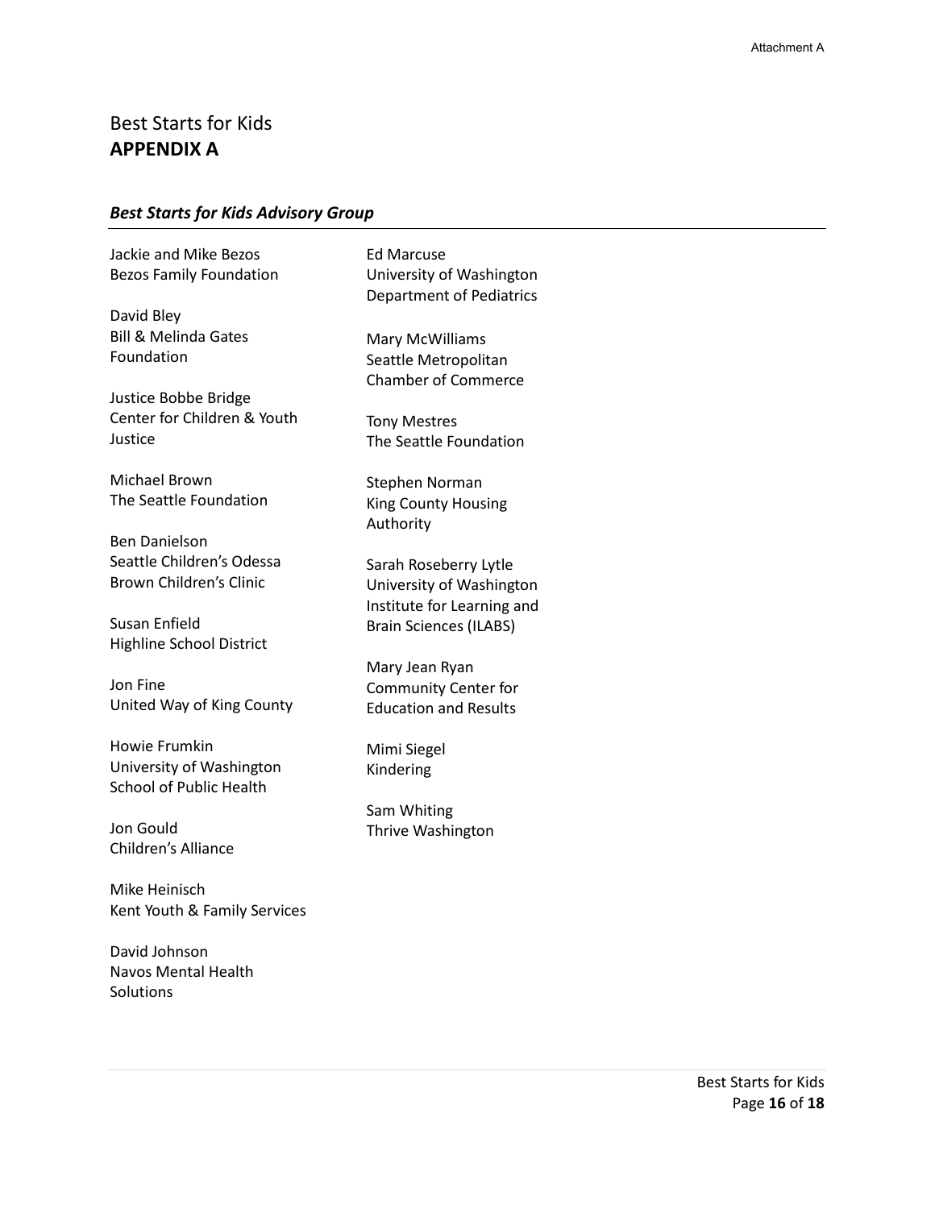Best Starts for Kids

## APPENDIX A

### *Best Starts for Kids Advisory Group*

Jackie and Mike Bezos
Bezos Family Foundation

David Bley
Bill & Melinda Gates Foundation

Justice Bobbe Bridge
Center for Children & Youth Justice

Michael Brown
The Seattle Foundation

Ben Danielson
Seattle Children's Odessa Brown Children's Clinic

Susan Enfield
Highline School District

Jon Fine
United Way of King County

Howie Frumkin
University of Washington School of Public Health

Jon Gould
Children's Alliance

Mike Heinisch
Kent Youth & Family Services

David Johnson
Navos Mental Health Solutions

Ed Marcuse
University of Washington Department of Pediatrics

Mary McWilliams
Seattle Metropolitan Chamber of Commerce

Tony Mestres
The Seattle Foundation

Stephen Norman
King County Housing Authority

Sarah Roseberry Lytle
University of Washington Institute for Learning and Brain Sciences (ILABS)

Mary Jean Ryan
Community Center for Education and Results

Mimi Siegel
Kindering

Sam Whiting
Thrive Washington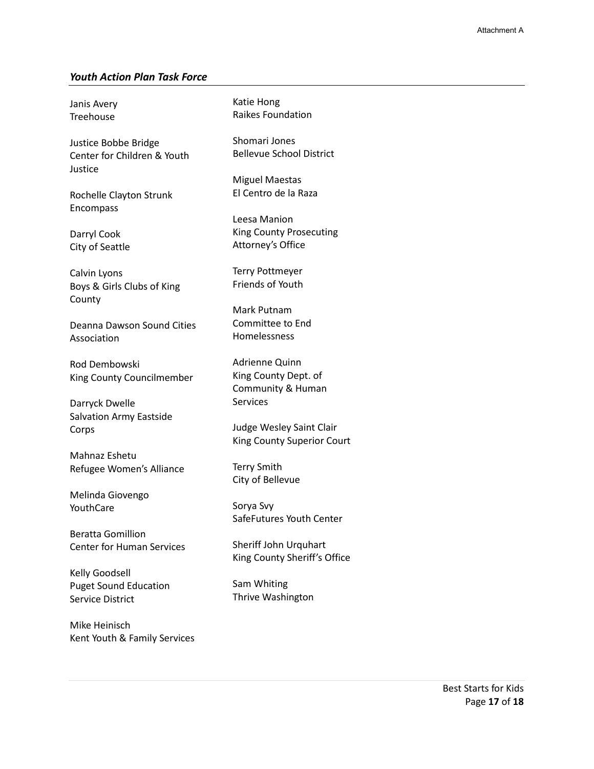### *Youth Action Plan Task Force*

Janis Avery
Treehouse

Justice Bobbe Bridge
Center for Children & Youth Justice

Rochelle Clayton Strunk
Encompass

Darryl Cook
City of Seattle

Calvin Lyons
Boys & Girls Clubs of King County

Deanna Dawson Sound Cities Association

Rod Dembowski
King County Councilmember

Darryck Dwelle
Salvation Army Eastside Corps

Mahnaz Eshetu
Refugee Women's Alliance

Melinda Giovengo
YouthCare

Beratta Gomillion
Center for Human Services

Kelly Goodsell
Puget Sound Education Service District

Mike Heinisch
Kent Youth & Family Services

Katie Hong
Raikes Foundation

Shomari Jones
Bellevue School District

Miguel Maestas
El Centro de la Raza

Leesa Manion
King County Prosecuting Attorney's Office

Terry Pottmeyer
Friends of Youth

Mark Putnam
Committee to End Homelessness

Adrienne Quinn
King County Dept. of Community & Human Services

Judge Wesley Saint Clair
King County Superior Court

Terry Smith
City of Bellevue

Sorya Svy
SafeFutures Youth Center

Sheriff John Urquhart
King County Sheriff's Office

Sam Whiting
Thrive Washington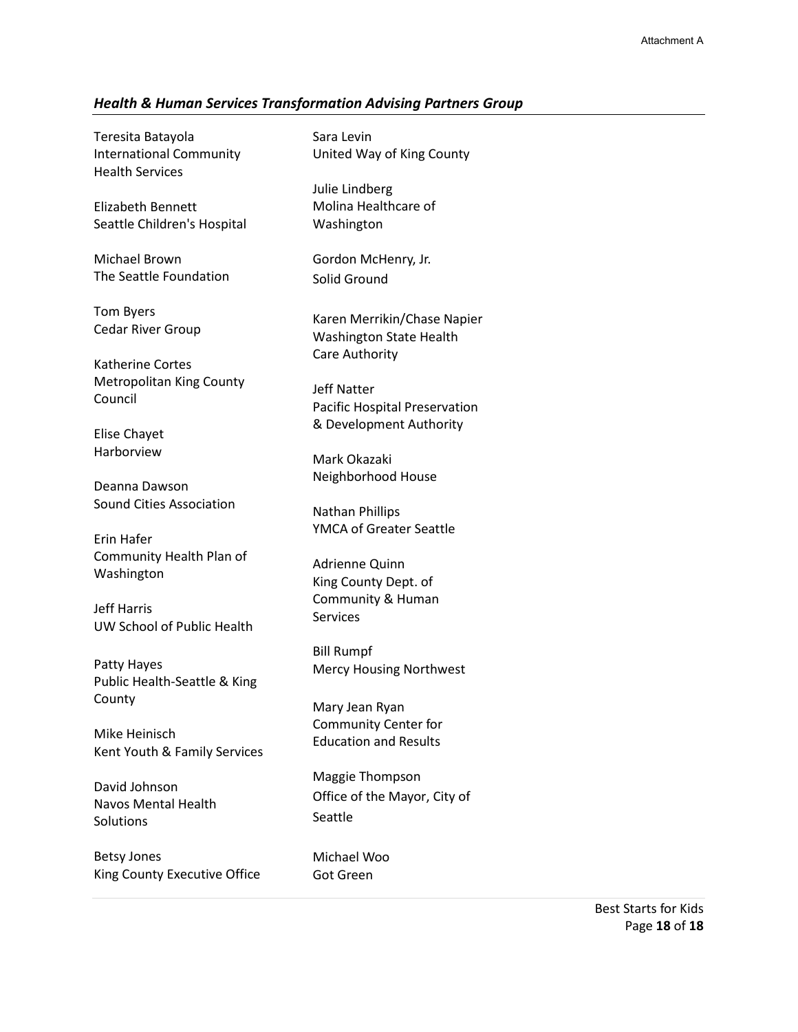### *Health & Human Services Transformation Advising Partners Group*

Teresita Batayola
International Community Health Services

Elizabeth Bennett
Seattle Children's Hospital

Michael Brown
The Seattle Foundation

Tom Byers
Cedar River Group

Katherine Cortes
Metropolitan King County Council

Elise Chayet
Harborview

Deanna Dawson
Sound Cities Association

Erin Hafer
Community Health Plan of Washington

Jeff Harris
UW School of Public Health

Patty Hayes
Public Health-Seattle & King County

Mike Heinisch
Kent Youth & Family Services

David Johnson
Navos Mental Health Solutions

Betsy Jones
King County Executive Office

Sara Levin
United Way of King County

Julie Lindberg
Molina Healthcare of Washington

Gordon McHenry, Jr.
Solid Ground

Karen Merrikin/Chase Napier
Washington State Health Care Authority

Jeff Natter
Pacific Hospital Preservation & Development Authority

Mark Okazaki
Neighborhood House

Nathan Phillips
YMCA of Greater Seattle

Adrienne Quinn
King County Dept. of Community & Human Services

Bill Rumpf
Mercy Housing Northwest

Mary Jean Ryan
Community Center for Education and Results

Maggie Thompson
Office of the Mayor, City of Seattle

Michael Woo
Got Green